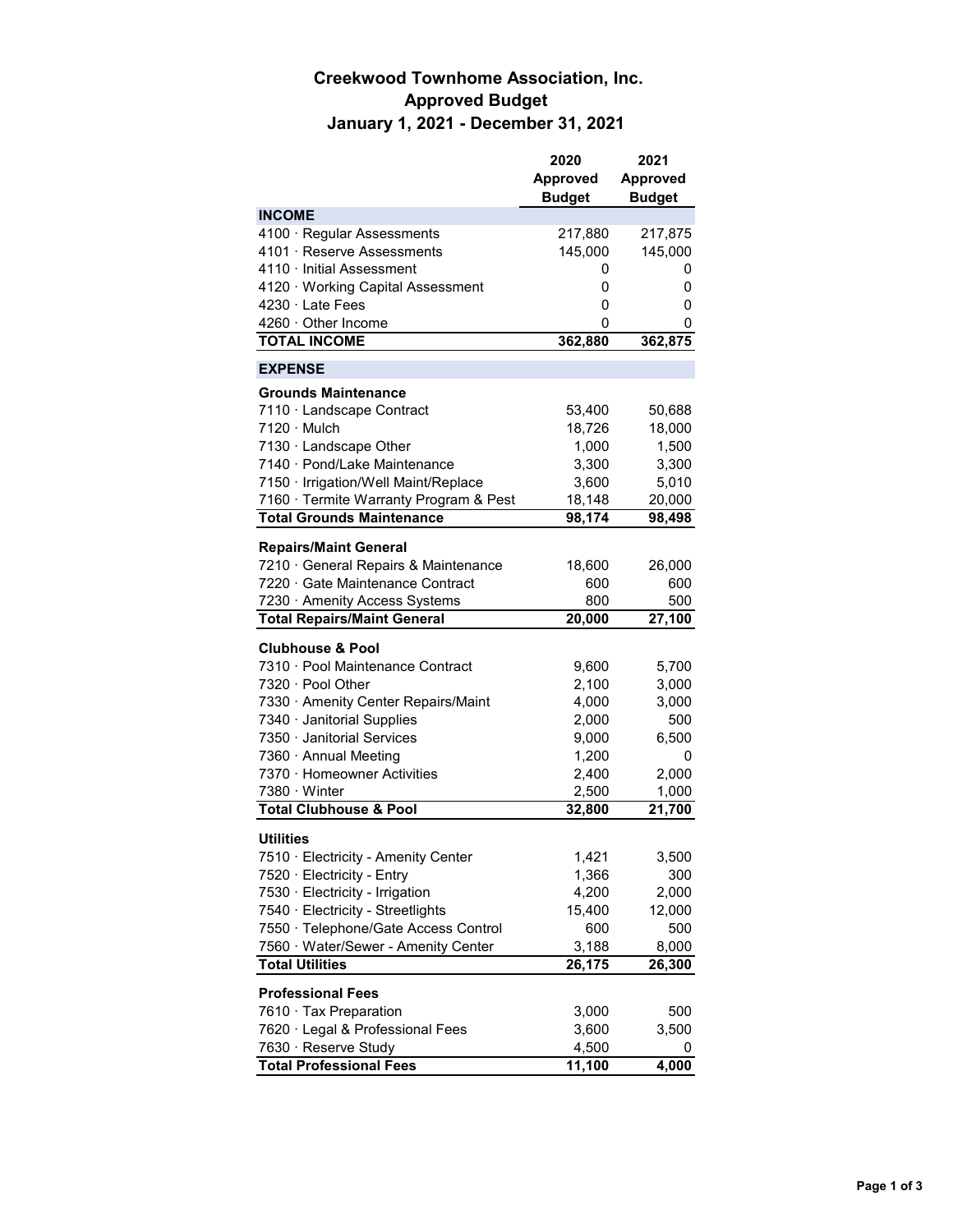# Creekwood Townhome Association, Inc.
## Approved Budget
### January 1, 2021 - December 31, 2021

| | 2020 Approved Budget | 2021 Approved Budget |
|---|---|---|
| **INCOME** | | |
| 4100 · Regular Assessments | 217,880 | 217,875 |
| 4101 · Reserve Assessments | 145,000 | 145,000 |
| 4110 · Initial Assessment | 0 | 0 |
| 4120 · Working Capital Assessment | 0 | 0 |
| 4230 · Late Fees | 0 | 0 |
| 4260 · Other Income | 0 | 0 |
| **TOTAL INCOME** | **362,880** | **362,875** |
| **EXPENSE** | | |
| **Grounds Maintenance** | | |
| 7110 · Landscape Contract | 53,400 | 50,688 |
| 7120 · Mulch | 18,726 | 18,000 |
| 7130 · Landscape Other | 1,000 | 1,500 |
| 7140 · Pond/Lake Maintenance | 3,300 | 3,300 |
| 7150 · Irrigation/Well Maint/Replace | 3,600 | 5,010 |
| 7160 · Termite Warranty Program & Pest | 18,148 | 20,000 |
| **Total Grounds Maintenance** | **98,174** | **98,498** |
| **Repairs/Maint General** | | |
| 7210 · General Repairs & Maintenance | 18,600 | 26,000 |
| 7220 · Gate Maintenance Contract | 600 | 600 |
| 7230 · Amenity Access Systems | 800 | 500 |
| **Total Repairs/Maint General** | **20,000** | **27,100** |
| **Clubhouse & Pool** | | |
| 7310 · Pool Maintenance Contract | 9,600 | 5,700 |
| 7320 · Pool Other | 2,100 | 3,000 |
| 7330 · Amenity Center Repairs/Maint | 4,000 | 3,000 |
| 7340 · Janitorial Supplies | 2,000 | 500 |
| 7350 · Janitorial Services | 9,000 | 6,500 |
| 7360 · Annual Meeting | 1,200 | 0 |
| 7370 · Homeowner Activities | 2,400 | 2,000 |
| 7380 · Winter | 2,500 | 1,000 |
| **Total Clubhouse & Pool** | **32,800** | **21,700** |
| **Utilities** | | |
| 7510 · Electricity - Amenity Center | 1,421 | 3,500 |
| 7520 · Electricity - Entry | 1,366 | 300 |
| 7530 · Electricity - Irrigation | 4,200 | 2,000 |
| 7540 · Electricity - Streetlights | 15,400 | 12,000 |
| 7550 · Telephone/Gate Access Control | 600 | 500 |
| 7560 · Water/Sewer - Amenity Center | 3,188 | 8,000 |
| **Total Utilities** | **26,175** | **26,300** |
| **Professional Fees** | | |
| 7610 · Tax Preparation | 3,000 | 500 |
| 7620 · Legal & Professional Fees | 3,600 | 3,500 |
| 7630 · Reserve Study | 4,500 | 0 |
| **Total Professional Fees** | **11,100** | **4,000** |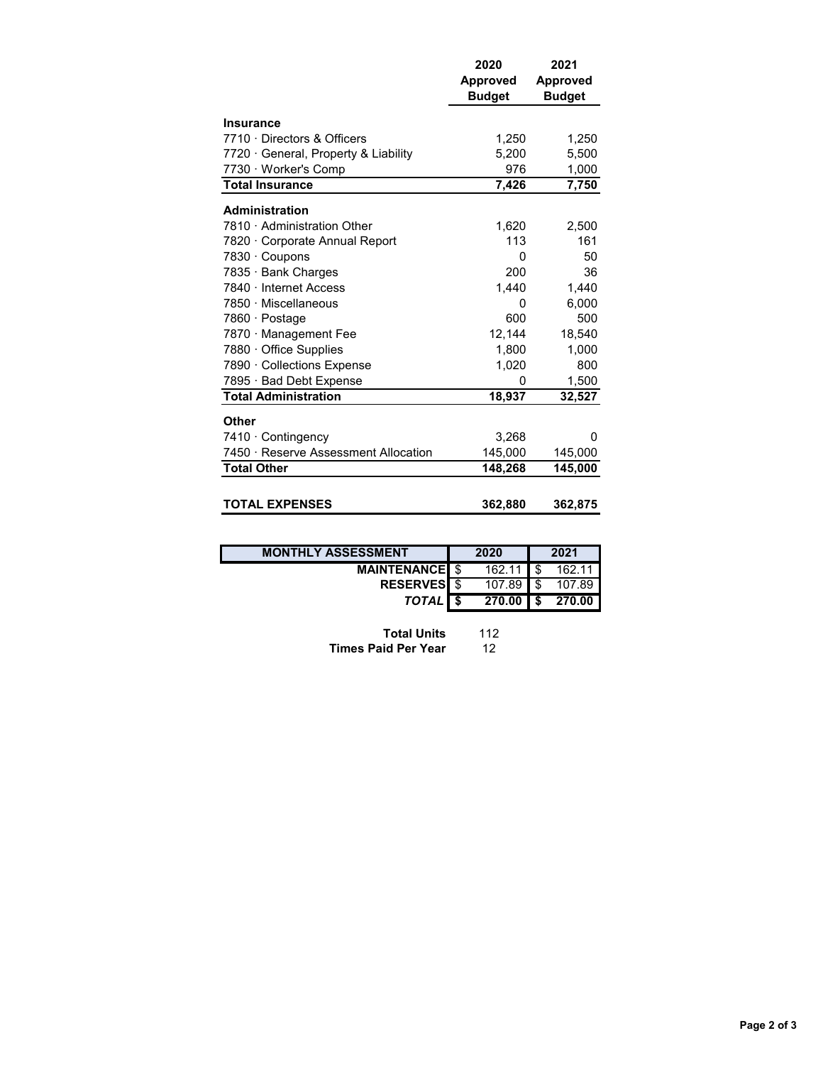| | 2020 Approved Budget | 2021 Approved Budget |
|---|---|---|
| **Insurance** | | |
| 7710 · Directors & Officers | 1,250 | 1,250 |
| 7720 · General, Property & Liability | 5,200 | 5,500 |
| 7730 · Worker's Comp | 976 | 1,000 |
| **Total Insurance** | **7,426** | **7,750** |
| **Administration** | | |
| 7810 · Administration Other | 1,620 | 2,500 |
| 7820 · Corporate Annual Report | 113 | 161 |
| 7830 · Coupons | 0 | 50 |
| 7835 · Bank Charges | 200 | 36 |
| 7840 · Internet Access | 1,440 | 1,440 |
| 7850 · Miscellaneous | 0 | 6,000 |
| 7860 · Postage | 600 | 500 |
| 7870 · Management Fee | 12,144 | 18,540 |
| 7880 · Office Supplies | 1,800 | 1,000 |
| 7890 · Collections Expense | 1,020 | 800 |
| 7895 · Bad Debt Expense | 0 | 1,500 |
| **Total Administration** | **18,937** | **32,527** |
| **Other** | | |
| 7410 · Contingency | 3,268 | 0 |
| 7450 · Reserve Assessment Allocation | 145,000 | 145,000 |
| **Total Other** | **148,268** | **145,000** |
| **TOTAL EXPENSES** | **362,880** | **362,875** |

| MONTHLY ASSESSMENT | 2020 | 2021 |
|---|---|---|
| **MAINTENANCE** | $ 162.11 | $ 162.11 |
| **RESERVES** | $ 107.89 | $ 107.89 |
| ***TOTAL*** | **$ 270.00** | **$ 270.00** |

**Total Units** 112
**Times Paid Per Year** 12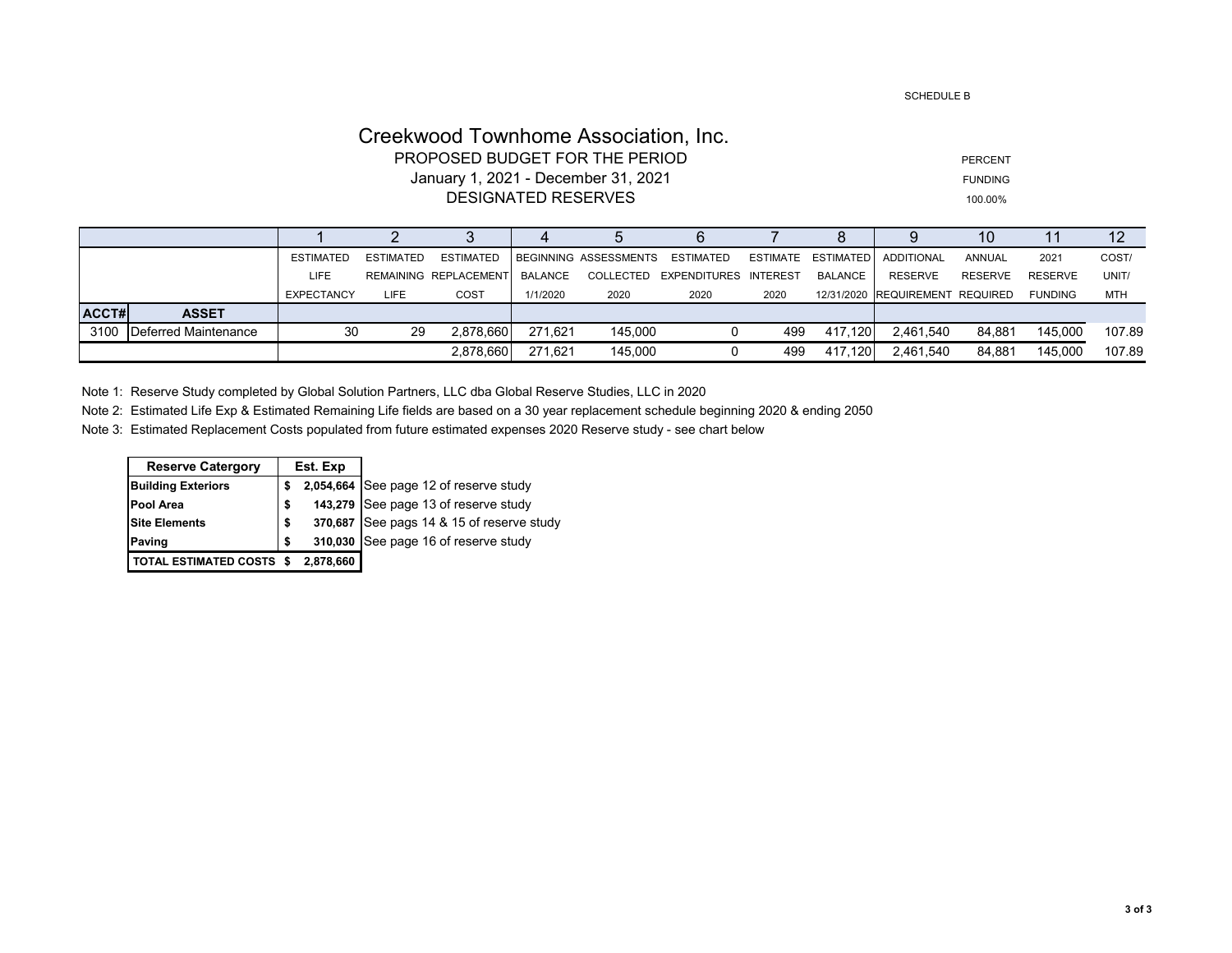SCHEDULE B

# Creekwood Townhome Association, Inc.

## PROPOSED BUDGET FOR THE PERIOD

## January 1, 2021 - December 31, 2021

## DESIGNATED RESERVES

PERCENT FUNDING 100.00%

| | | 1 | 2 | 3 | 4 | 5 | 6 | 7 | 8 | 9 | 10 | 11 | 12 |
|---|---|---|---|---|---|---|---|---|---|---|---|---|---|
| | | ESTIMATED LIFE EXPECTANCY | ESTIMATED REMAINING LIFE | ESTIMATED REPLACEMENT COST | BEGINNING BALANCE 1/1/2020 | ASSESSMENTS COLLECTED 2020 | ESTIMATED EXPENDITURES 2020 | ESTIMATE INTEREST 2020 | ESTIMATED BALANCE 12/31/2020 | ADDITIONAL RESERVE REQUIREMENT | ANNUAL RESERVE REQUIRED | 2021 RESERVE FUNDING | COST/ UNIT/ MTH |
| **ACCT#** | **ASSET** | | | | | | | | | | | | |
| 3100 | Deferred Maintenance | 30 | 29 | 2,878,660 | 271,621 | 145,000 | 0 | 499 | 417,120 | 2,461,540 | 84,881 | 145,000 | 107.89 |
| | | | | 2,878,660 | 271,621 | 145,000 | 0 | 499 | 417,120 | 2,461,540 | 84,881 | 145,000 | 107.89 |

Note 1: Reserve Study completed by Global Solution Partners, LLC dba Global Reserve Studies, LLC in 2020

Note 2: Estimated Life Exp & Estimated Remaining Life fields are based on a 30 year replacement schedule beginning 2020 & ending 2050

Note 3: Estimated Replacement Costs populated from future estimated expenses 2020 Reserve study - see chart below

| Reserve Catergory | Est. Exp | |
|---|---|---|
| **Building Exteriors** | **$ 2,054,664** | See page 12 of reserve study |
| **Pool Area** | **$ 143,279** | See page 13 of reserve study |
| **Site Elements** | **$ 370,687** | See pags 14 & 15 of reserve study |
| **Paving** | **$ 310,030** | See page 16 of reserve study |
| **TOTAL ESTIMATED COSTS** | **$ 2,878,660** | |